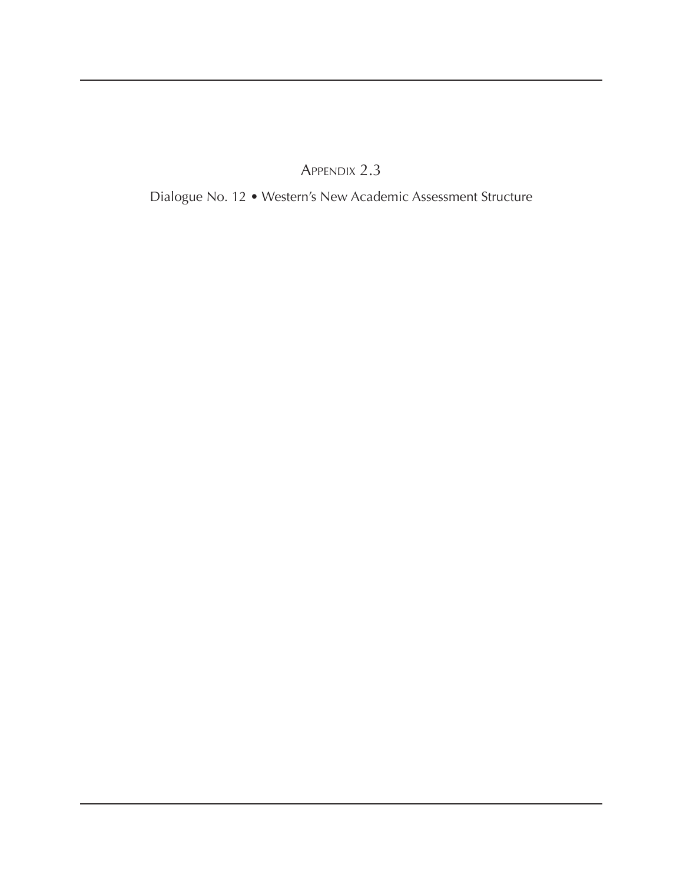# Appendix 2.3

Dialogue No. 12 • Western's New Academic Assessment Structure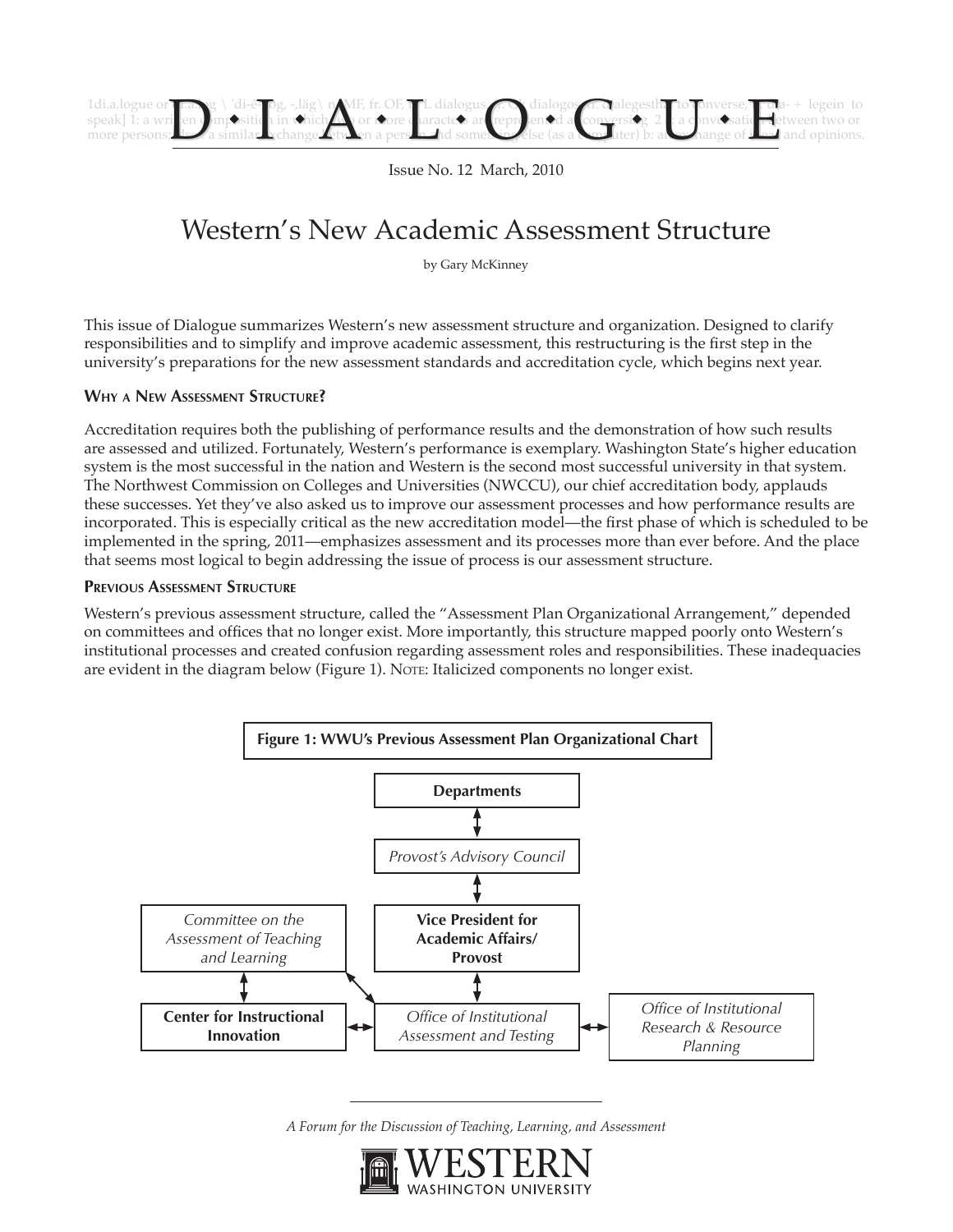# D·I·A·L·O·G·U·E

Issue No. 12 March, 2010

# Western's New Academic Assessment Structure

by Gary McKinney

This issue of Dialogue summarizes Western's new assessment structure and organization. Designed to clarify responsibilities and to simplify and improve academic assessment, this restructuring is the first step in the university's preparations for the new assessment standards and accreditation cycle, which begins next year.

## Why a New Assessment Structure?

Accreditation requires both the publishing of performance results and the demonstration of how such results are assessed and utilized. Fortunately, Western's performance is exemplary. Washington State's higher education system is the most successful in the nation and Western is the second most successful university in that system. The Northwest Commission on Colleges and Universities (NWCCU), our chief accreditation body, applauds these successes. Yet they've also asked us to improve our assessment processes and how performance results are incorporated. This is especially critical as the new accreditation model—the first phase of which is scheduled to be implemented in the spring, 2011—emphasizes assessment and its processes more than ever before. And the place that seems most logical to begin addressing the issue of process is our assessment structure.

## Previous Assessment Structure

Western's previous assessment structure, called the "Assessment Plan Organizational Arrangement," depended on committees and offices that no longer exist. More importantly, this structure mapped poorly onto Western's institutional processes and created confusion regarding assessment roles and responsibilities. These inadequacies are evident in the diagram below (Figure 1). Note: Italicized components no longer exist.

**Figure 1: WWU's Previous Assessment Plan Organizational Chart**

- **Departments** ↔ *Provost's Advisory Council*
- *Provost's Advisory Council* ↔ **Vice President for Academic Affairs/ Provost**
- **Vice President for Academic Affairs/ Provost** ↔ *Office of Institutional Assessment and Testing*
- *Committee on the Assessment of Teaching and Learning* ↔ **Center for Instructional Innovation**
- *Committee on the Assessment of Teaching and Learning* ↔ *Office of Institutional Assessment and Testing*
- **Center for Instructional Innovation** ↔ *Office of Institutional Assessment and Testing*
- *Office of Institutional Assessment and Testing* ↔ *Office of Institutional Research & Resource Planning*

*A Forum for the Discussion of Teaching, Learning, and Assessment*

WESTERN WASHINGTON UNIVERSITY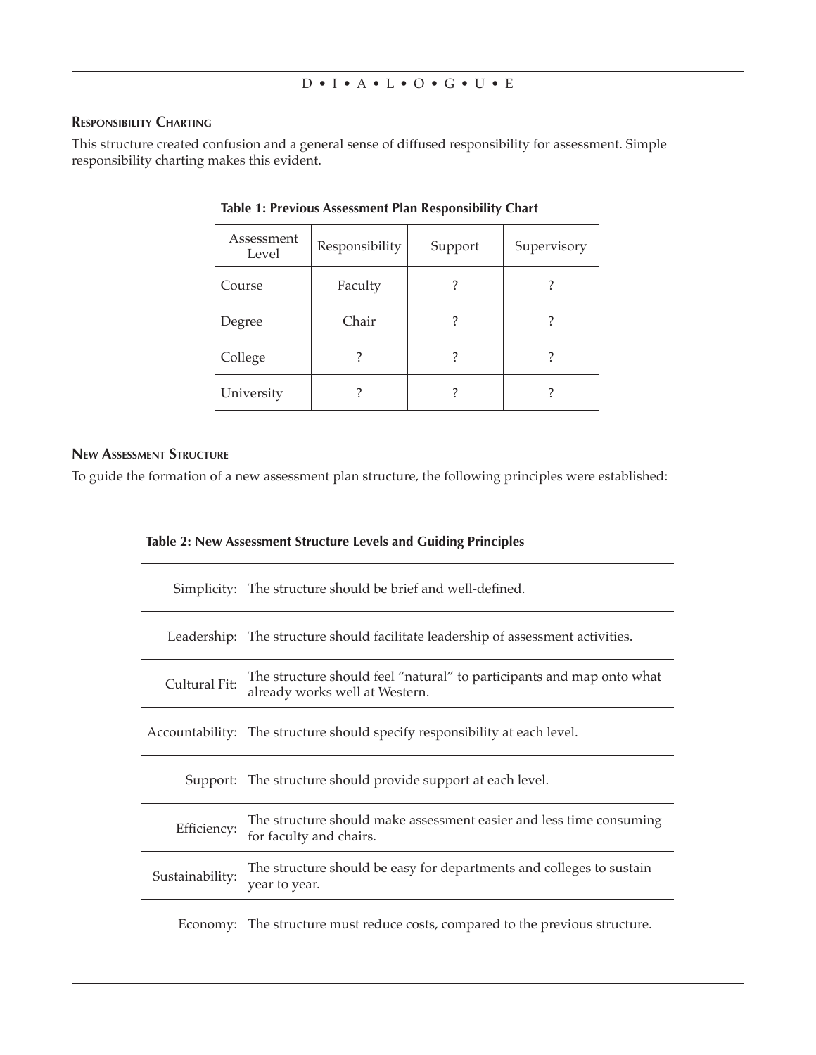### Responsibility Charting

This structure created confusion and a general sense of diffused responsibility for assessment. Simple responsibility charting makes this evident.

**Table 1: Previous Assessment Plan Responsibility Chart**

| Assessment Level | Responsibility | Support | Supervisory |
|---|---|---|---|
| Course | Faculty | ? | ? |
| Degree | Chair | ? | ? |
| College | ? | ? | ? |
| University | ? | ? | ? |

### New Assessment Structure

To guide the formation of a new assessment plan structure, the following principles were established:

**Table 2: New Assessment Structure Levels and Guiding Principles**

| | |
|---|---|
| Simplicity: | The structure should be brief and well-defined. |
| Leadership: | The structure should facilitate leadership of assessment activities. |
| Cultural Fit: | The structure should feel "natural" to participants and map onto what already works well at Western. |
| Accountability: | The structure should specify responsibility at each level. |
| Support: | The structure should provide support at each level. |
| Efficiency: | The structure should make assessment easier and less time consuming for faculty and chairs. |
| Sustainability: | The structure should be easy for departments and colleges to sustain year to year. |
| Economy: | The structure must reduce costs, compared to the previous structure. |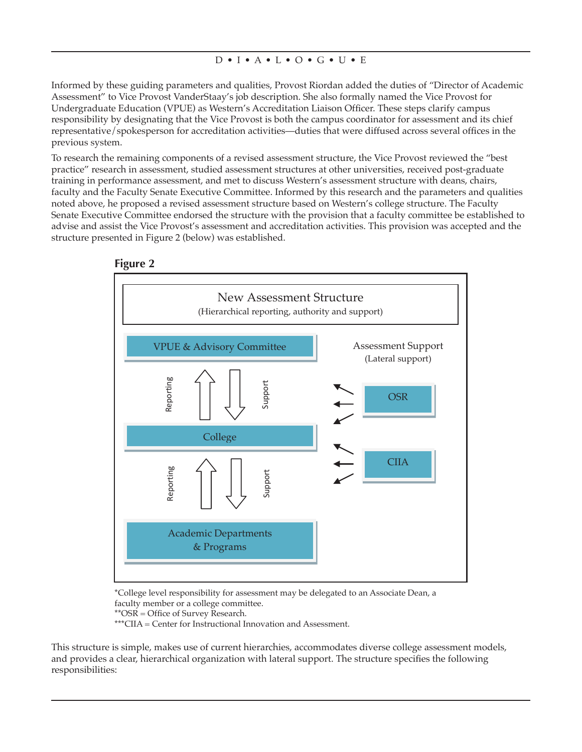Informed by these guiding parameters and qualities, Provost Riordan added the duties of "Director of Academic Assessment" to Vice Provost VanderStaay's job description. She also formally named the Vice Provost for Undergraduate Education (VPUE) as Western's Accreditation Liaison Officer. These steps clarify campus responsibility by designating that the Vice Provost is both the campus coordinator for assessment and its chief representative/spokesperson for accreditation activities—duties that were diffused across several offices in the previous system.

To research the remaining components of a revised assessment structure, the Vice Provost reviewed the "best practice" research in assessment, studied assessment structures at other universities, received post-graduate training in performance assessment, and met to discuss Western's assessment structure with deans, chairs, faculty and the Faculty Senate Executive Committee. Informed by this research and the parameters and qualities noted above, he proposed a revised assessment structure based on Western's college structure. The Faculty Senate Executive Committee endorsed the structure with the provision that a faculty committee be established to advise and assist the Vice Provost's assessment and accreditation activities. This provision was accepted and the structure presented in Figure 2 (below) was established.

**Figure 2**

New Assessment Structure
(Hierarchical reporting, authority and support)

VPUE & Advisory Committee

Reporting ↑ ↓ Support

College

Reporting ↑ ↓ Support

Academic Departments & Programs

Assessment Support
(Lateral support)

OSR

CIIA

*College level responsibility for assessment may be delegated to an Associate Dean, a faculty member or a college committee.
**OSR = Office of Survey Research.
***CIIA = Center for Instructional Innovation and Assessment.

This structure is simple, makes use of current hierarchies, accommodates diverse college assessment models, and provides a clear, hierarchical organization with lateral support. The structure specifies the following responsibilities: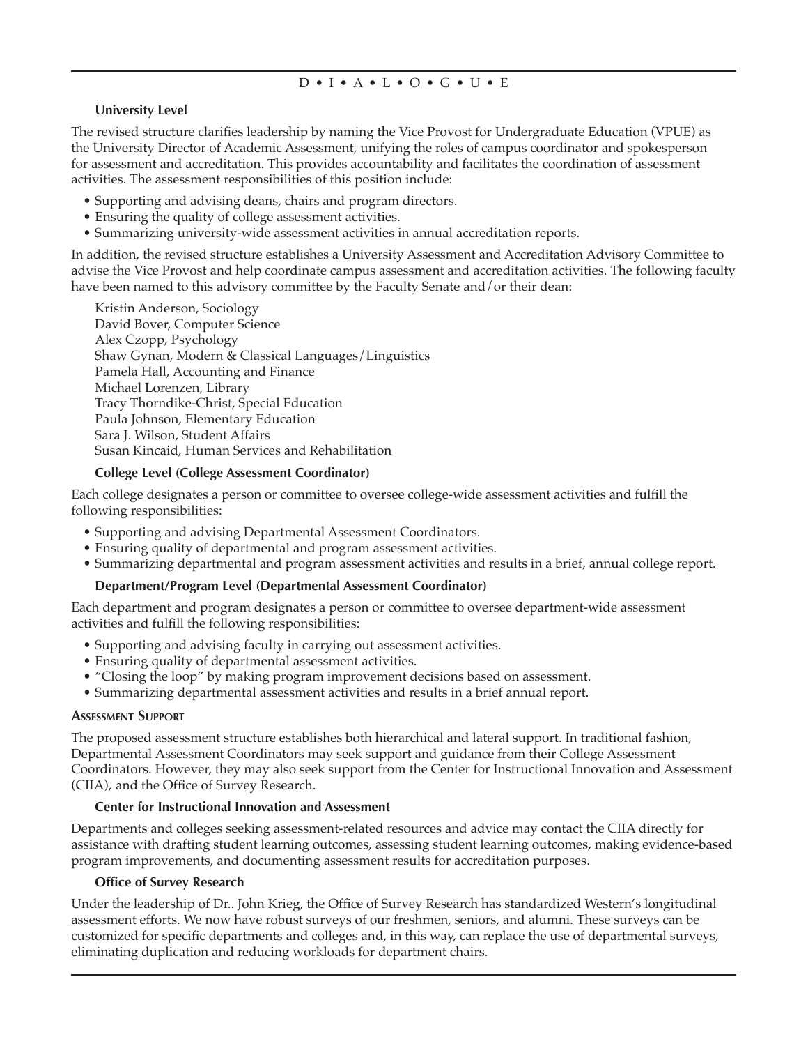### University Level

The revised structure clarifies leadership by naming the Vice Provost for Undergraduate Education (VPUE) as the University Director of Academic Assessment, unifying the roles of campus coordinator and spokesperson for assessment and accreditation. This provides accountability and facilitates the coordination of assessment activities. The assessment responsibilities of this position include:

- Supporting and advising deans, chairs and program directors.
- Ensuring the quality of college assessment activities.
- Summarizing university-wide assessment activities in annual accreditation reports.

In addition, the revised structure establishes a University Assessment and Accreditation Advisory Committee to advise the Vice Provost and help coordinate campus assessment and accreditation activities. The following faculty have been named to this advisory committee by the Faculty Senate and/or their dean:

Kristin Anderson, Sociology
David Bover, Computer Science
Alex Czopp, Psychology
Shaw Gynan, Modern & Classical Languages/Linguistics
Pamela Hall, Accounting and Finance
Michael Lorenzen, Library
Tracy Thorndike-Christ, Special Education
Paula Johnson, Elementary Education
Sara J. Wilson, Student Affairs
Susan Kincaid, Human Services and Rehabilitation

### College Level (College Assessment Coordinator)

Each college designates a person or committee to oversee college-wide assessment activities and fulfill the following responsibilities:

- Supporting and advising Departmental Assessment Coordinators.
- Ensuring quality of departmental and program assessment activities.
- Summarizing departmental and program assessment activities and results in a brief, annual college report.

### Department/Program Level (Departmental Assessment Coordinator)

Each department and program designates a person or committee to oversee department-wide assessment activities and fulfill the following responsibilities:

- Supporting and advising faculty in carrying out assessment activities.
- Ensuring quality of departmental assessment activities.
- "Closing the loop" by making program improvement decisions based on assessment.
- Summarizing departmental assessment activities and results in a brief annual report.

## Assessment Support

The proposed assessment structure establishes both hierarchical and lateral support. In traditional fashion, Departmental Assessment Coordinators may seek support and guidance from their College Assessment Coordinators. However, they may also seek support from the Center for Instructional Innovation and Assessment (CIIA), and the Office of Survey Research.

### Center for Instructional Innovation and Assessment

Departments and colleges seeking assessment-related resources and advice may contact the CIIA directly for assistance with drafting student learning outcomes, assessing student learning outcomes, making evidence-based program improvements, and documenting assessment results for accreditation purposes.

### Office of Survey Research

Under the leadership of Dr.. John Krieg, the Office of Survey Research has standardized Western's longitudinal assessment efforts. We now have robust surveys of our freshmen, seniors, and alumni. These surveys can be customized for specific departments and colleges and, in this way, can replace the use of departmental surveys, eliminating duplication and reducing workloads for department chairs.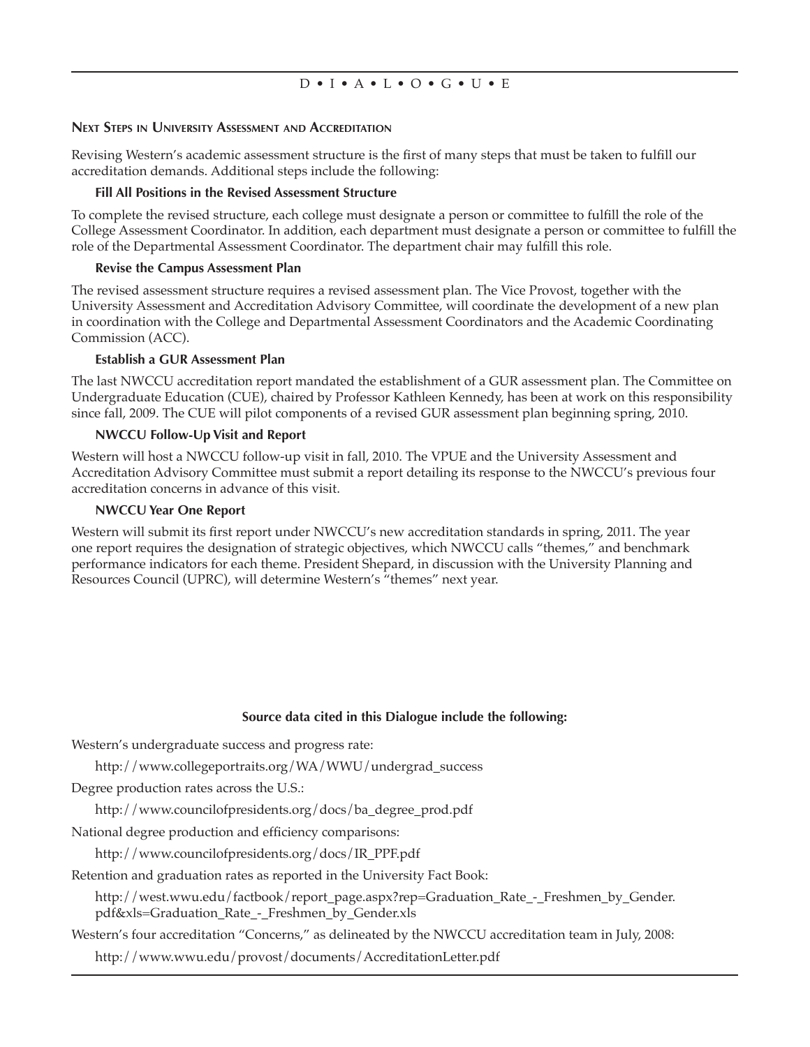## Next Steps in University Assessment and Accreditation

Revising Western's academic assessment structure is the first of many steps that must be taken to fulfill our accreditation demands. Additional steps include the following:

### Fill All Positions in the Revised Assessment Structure

To complete the revised structure, each college must designate a person or committee to fulfill the role of the College Assessment Coordinator. In addition, each department must designate a person or committee to fulfill the role of the Departmental Assessment Coordinator. The department chair may fulfill this role.

### Revise the Campus Assessment Plan

The revised assessment structure requires a revised assessment plan. The Vice Provost, together with the University Assessment and Accreditation Advisory Committee, will coordinate the development of a new plan in coordination with the College and Departmental Assessment Coordinators and the Academic Coordinating Commission (ACC).

### Establish a GUR Assessment Plan

The last NWCCU accreditation report mandated the establishment of a GUR assessment plan. The Committee on Undergraduate Education (CUE), chaired by Professor Kathleen Kennedy, has been at work on this responsibility since fall, 2009. The CUE will pilot components of a revised GUR assessment plan beginning spring, 2010.

### NWCCU Follow-Up Visit and Report

Western will host a NWCCU follow-up visit in fall, 2010. The VPUE and the University Assessment and Accreditation Advisory Committee must submit a report detailing its response to the NWCCU's previous four accreditation concerns in advance of this visit.

### NWCCU Year One Report

Western will submit its first report under NWCCU's new accreditation standards in spring, 2011. The year one report requires the designation of strategic objectives, which NWCCU calls "themes," and benchmark performance indicators for each theme. President Shepard, in discussion with the University Planning and Resources Council (UPRC), will determine Western's "themes" next year.

**Source data cited in this Dialogue include the following:**

Western's undergraduate success and progress rate:

http://www.collegeportraits.org/WA/WWU/undergrad_success

Degree production rates across the U.S.:

http://www.councilofpresidents.org/docs/ba_degree_prod.pdf

National degree production and efficiency comparisons:

http://www.councilofpresidents.org/docs/IR_PPF.pdf

Retention and graduation rates as reported in the University Fact Book:

http://west.wwu.edu/factbook/report_page.aspx?rep=Graduation_Rate_-_Freshmen_by_Gender.pdf&xls=Graduation_Rate_-_Freshmen_by_Gender.xls

Western's four accreditation "Concerns," as delineated by the NWCCU accreditation team in July, 2008:

http://www.wwu.edu/provost/documents/AccreditationLetter.pdf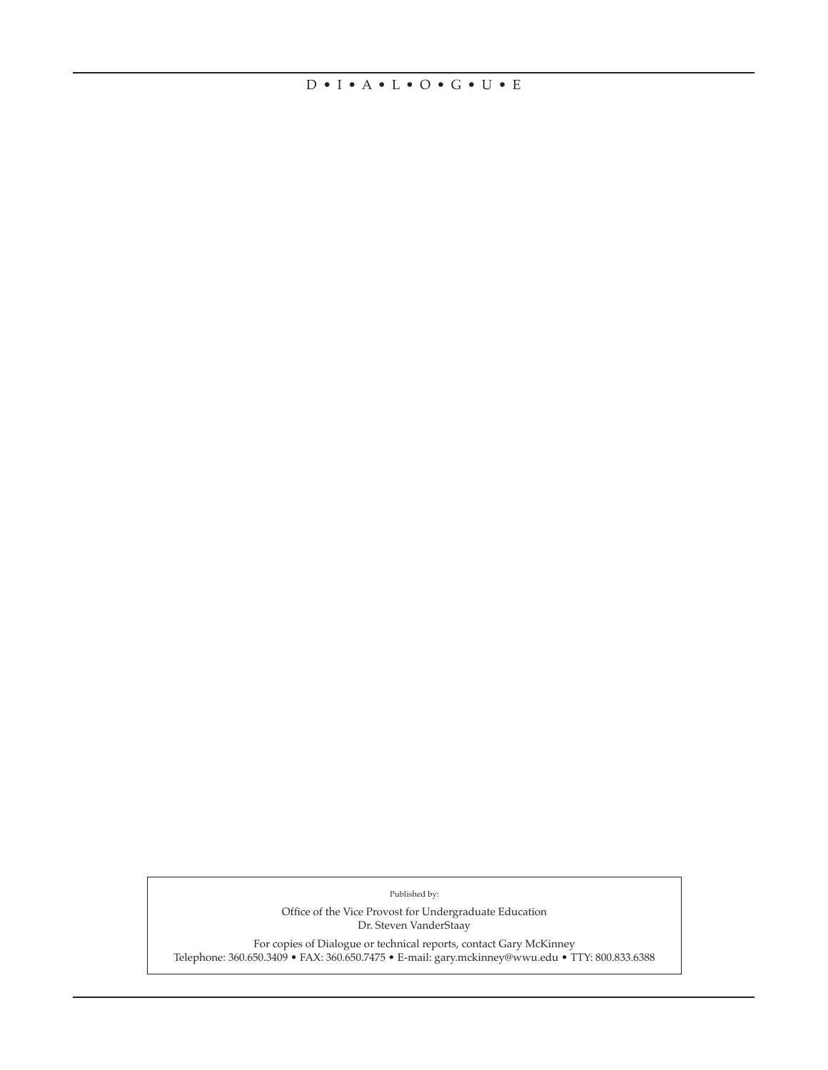Published by:

Office of the Vice Provost for Undergraduate Education
Dr. Steven VanderStaay

For copies of Dialogue or technical reports, contact Gary McKinney
Telephone: 360.650.3409 • FAX: 360.650.7475 • E-mail: gary.mckinney@wwu.edu • TTY: 800.833.6388